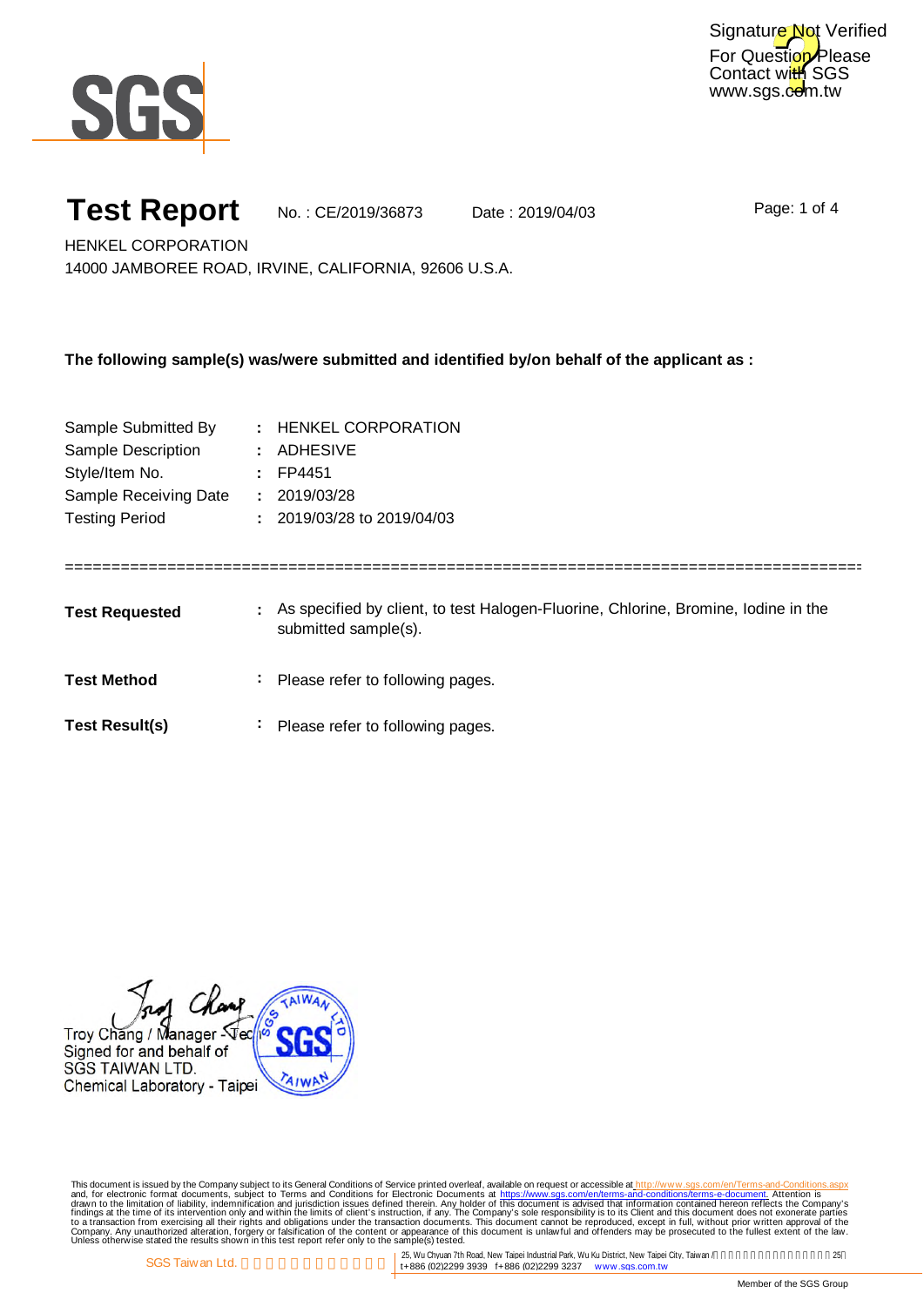Signature Not Verified
For Question Please Contact with SGS
www.sgs.com.tw

# Test Report

No. : CE/2019/36873 Date : 2019/04/03

HENKEL CORPORATION
14000 JAMBOREE ROAD, IRVINE, CALIFORNIA, 92606 U.S.A.

**The following sample(s) was/were submitted and identified by/on behalf of the applicant as :**

| | | |
|---|---|---|
| Sample Submitted By | : | HENKEL CORPORATION |
| Sample Description | : | ADHESIVE |
| Style/Item No. | : | FP4451 |
| Sample Receiving Date | : | 2019/03/28 |
| Testing Period | : | 2019/03/28 to 2019/04/03 |

==========================================================================================

| | | |
|---|---|---|
| **Test Requested** | : | As specified by client, to test Halogen-Fluorine, Chlorine, Bromine, Iodine in the submitted sample(s). |
| **Test Method** | : | Please refer to following pages. |
| **Test Result(s)** | : | Please refer to following pages. |

Troy Chang / Manager - Tec
Signed for and behalf of
SGS TAIWAN LTD.
Chemical Laboratory - Taipei

This document is issued by the Company subject to its General Conditions of Service printed overleaf, available on request or accessible at http://www.sgs.com/en/Terms-and-Conditions.aspx and, for electronic format documents, subject to Terms and Conditions for Electronic Documents at https://www.sgs.com/en/terms-and-conditions/terms-e-document. Attention is drawn to the limitation of liability, indemnification and jurisdiction issues defined therein. Any holder of this document is advised that information contained hereon reflects the Company's findings at the time of its intervention only and within the limits of client's instruction, if any. The Company's sole responsibility is to its Client and this document does not exonerate parties to a transaction from exercising all their rights and obligations under the transaction documents. This document cannot be reproduced, except in full, without prior written approval of the Company. Any unauthorized alteration, forgery or falsification of the content or appearance of this document is unlawful and offenders may be prosecuted to the fullest extent of the law. Unless otherwise stated the results shown in this test report refer only to the sample(s) tested.

SGS Taiwan Ltd. | 25, Wu Chyuan 7th Road, New Taipei Industrial Park, Wu Ku District, New Taipei City, Taiwan | t+886 (02)2299 3939 f+886 (02)2299 3237 www.sgs.com.tw

Member of the SGS Group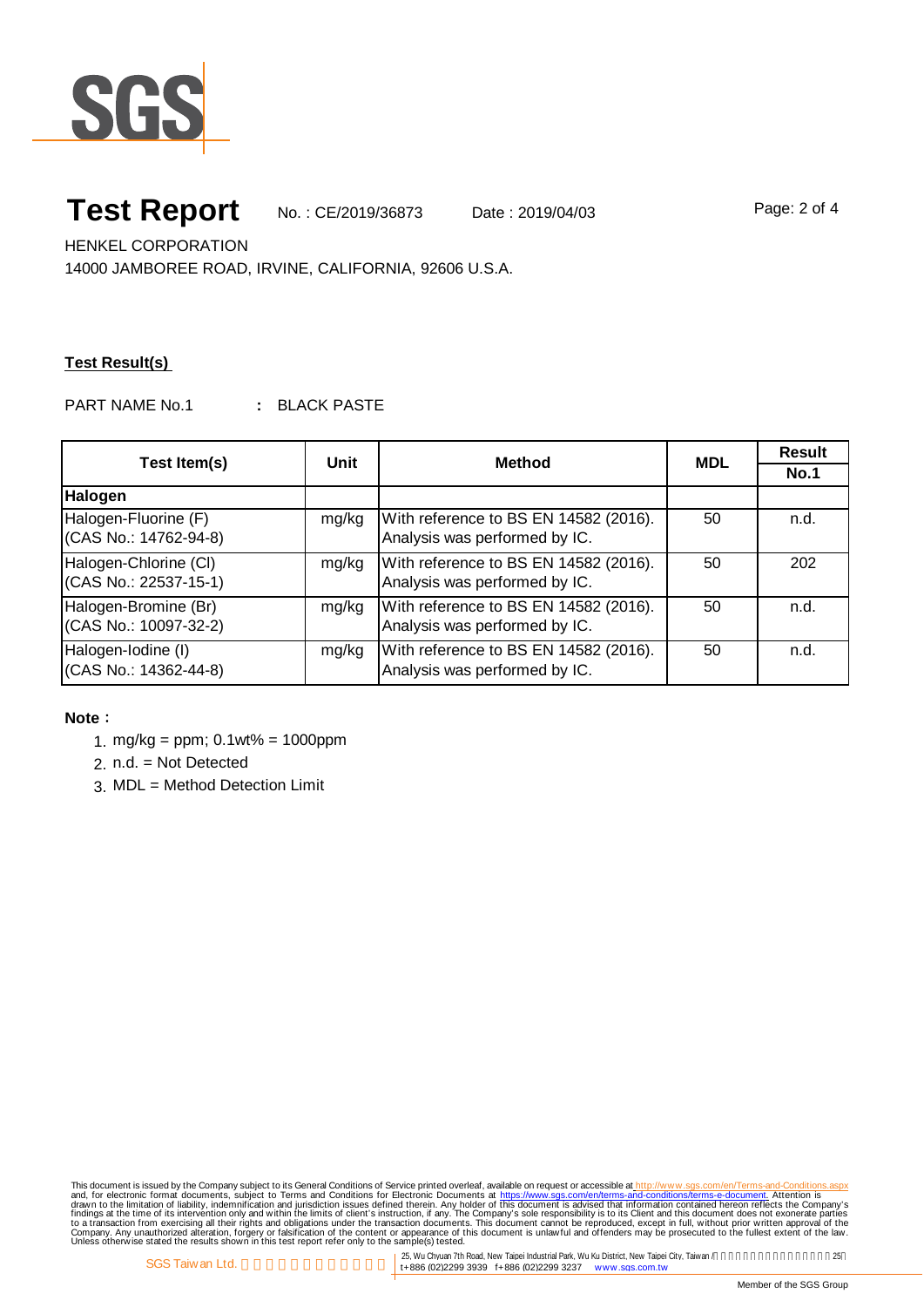# Test Report

No. : CE/2019/36873 Date : 2019/04/03

HENKEL CORPORATION
14000 JAMBOREE ROAD, IRVINE, CALIFORNIA, 92606 U.S.A.

**Test Result(s)**

PART NAME No.1 **:** BLACK PASTE

| Test Item(s) | Unit | Method | MDL | Result |
|---|---|---|---|---|
| | | | | **No.1** |
| **Halogen** | | | | |
| Halogen-Fluorine (F) (CAS No.: 14762-94-8) | mg/kg | With reference to BS EN 14582 (2016). Analysis was performed by IC. | 50 | n.d. |
| Halogen-Chlorine (Cl) (CAS No.: 22537-15-1) | mg/kg | With reference to BS EN 14582 (2016). Analysis was performed by IC. | 50 | 202 |
| Halogen-Bromine (Br) (CAS No.: 10097-32-2) | mg/kg | With reference to BS EN 14582 (2016). Analysis was performed by IC. | 50 | n.d. |
| Halogen-Iodine (I) (CAS No.: 14362-44-8) | mg/kg | With reference to BS EN 14582 (2016). Analysis was performed by IC. | 50 | n.d. |

**Note：**

1. mg/kg = ppm; 0.1wt% = 1000ppm
2. n.d. = Not Detected
3. MDL = Method Detection Limit

This document is issued by the Company subject to its General Conditions of Service printed overleaf, available on request or accessible at http://www.sgs.com/en/Terms-and-Conditions.aspx and, for electronic format documents, subject to Terms and Conditions for Electronic Documents at https://www.sgs.com/en/terms-and-conditions/terms-e-document. Attention is drawn to the limitation of liability, indemnification and jurisdiction issues defined therein. Any holder of this document is advised that information contained hereon reflects the Company's findings at the time of its intervention only and within the limits of client's instruction, if any. The Company's sole responsibility is to its Client and this document does not exonerate parties to a transaction from exercising all their rights and obligations under the transaction documents. This document cannot be reproduced, except in full, without prior written approval of the Company. Any unauthorized alteration, forgery or falsification of the content or appearance of this document is unlawful and offenders may be prosecuted to the fullest extent of the law. Unless otherwise stated the results shown in this test report refer only to the sample(s) tested.

SGS Taiwan Ltd. | 25, Wu Chyuan 7th Road, New Taipei Industrial Park, Wu Ku District, New Taipei City, Taiwan | t+886 (02)2299 3939 f+886 (02)2299 3237 www.sgs.com.tw

Member of the SGS Group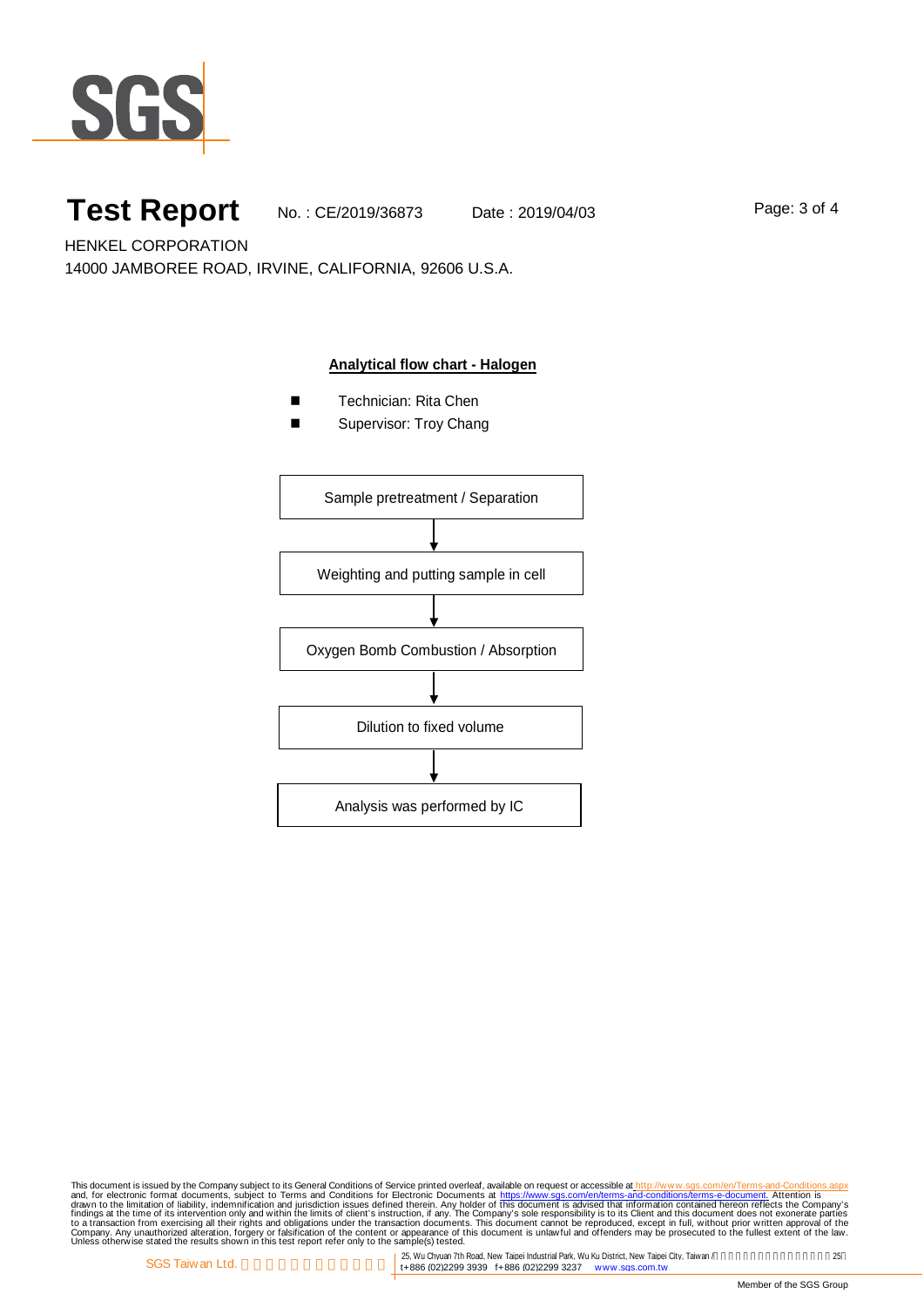# Test Report

No. : CE/2019/36873　　Date : 2019/04/03

HENKEL CORPORATION
14000 JAMBOREE ROAD, IRVINE, CALIFORNIA, 92606 U.S.A.

## Analytical flow chart - Halogen

- Technician: Rita Chen
- Supervisor: Troy Chang

Sample pretreatment / Separation

↓

Weighting and putting sample in cell

↓

Oxygen Bomb Combustion / Absorption

↓

Dilution to fixed volume

↓

Analysis was performed by IC

This document is issued by the Company subject to its General Conditions of Service printed overleaf, available on request or accessible at http://www.sgs.com/en/Terms-and-Conditions.aspx and, for electronic format documents, subject to Terms and Conditions for Electronic Documents at https://www.sgs.com/en/terms-and-conditions/terms-e-document. Attention is drawn to the limitation of liability, indemnification and jurisdiction issues defined therein. Any holder of this document is advised that information contained hereon reflects the Company's findings at the time of its intervention only and within the limits of client's instruction, if any. The Company's sole responsibility is to its Client and this document does not exonerate parties to a transaction from exercising all their rights and obligations under the transaction documents. This document cannot be reproduced, except in full, without prior written approval of the Company. Any unauthorized alteration, forgery or falsification of the content or appearance of this document is unlawful and offenders may be prosecuted to the fullest extent of the law. Unless otherwise stated the results shown in this test report refer only to the sample(s) tested.

SGS Taiwan Ltd. | 25, Wu Chyuan 7th Road, New Taipei Industrial Park, Wu Ku District, New Taipei City, Taiwan / t+886 (02)2299 3939 f+886 (02)2299 3237 www.sgs.com.tw

Member of the SGS Group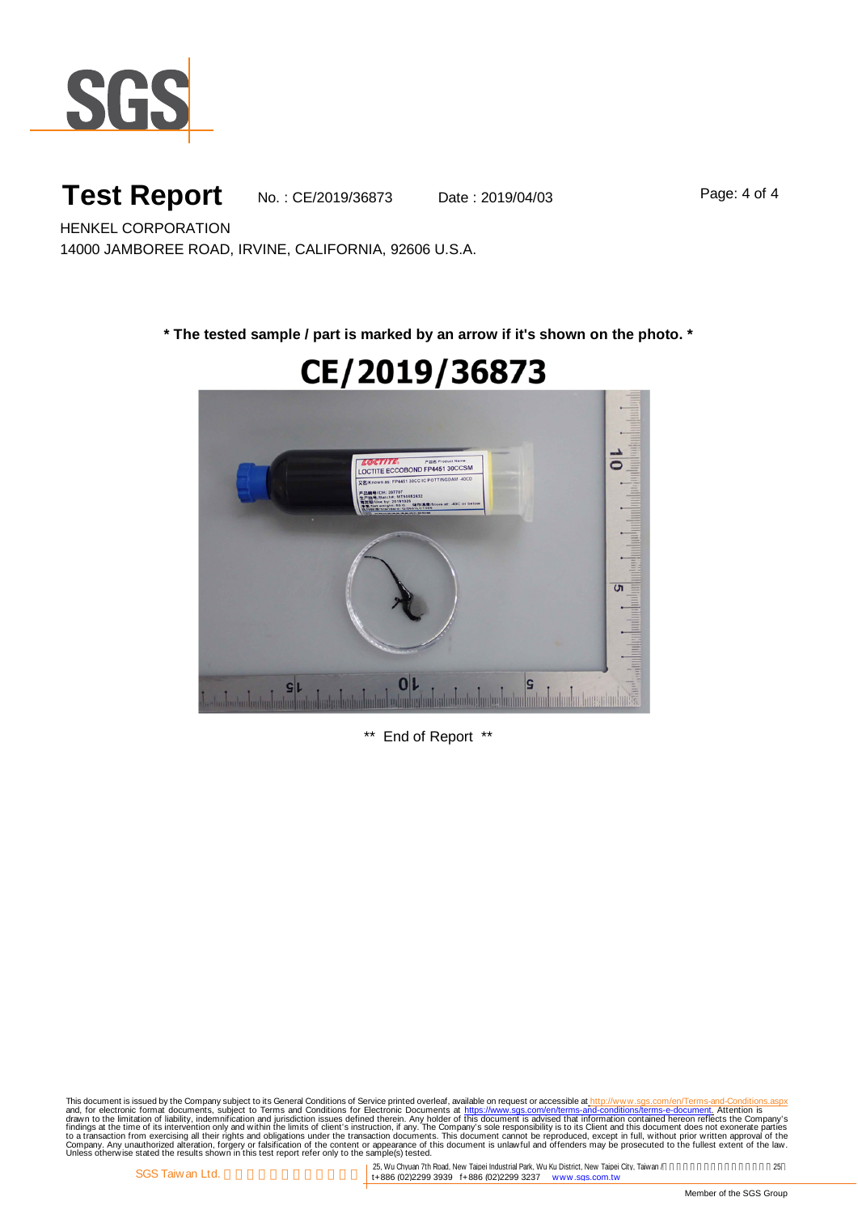# Test Report

No. : CE/2019/36873 Date : 2019/04/03

HENKEL CORPORATION
14000 JAMBOREE ROAD, IRVINE, CALIFORNIA, 92606 U.S.A.

**\* The tested sample / part is marked by an arrow if it's shown on the photo. \***

**CE/2019/36873**

** End of Report **

This document is issued by the Company subject to its General Conditions of Service printed overleaf, available on request or accessible at http://www.sgs.com/en/Terms-and-Conditions.aspx and, for electronic format documents, subject to Terms and Conditions for Electronic Documents at https://www.sgs.com/en/terms-and-conditions/terms-e-document. Attention is drawn to the limitation of liability, indemnification and jurisdiction issues defined therein. Any holder of this document is advised that information contained hereon reflects the Company's findings at the time of its intervention only and within the limits of client's instruction, if any. The Company's sole responsibility is to its Client and this document does not exonerate parties to a transaction from exercising all their rights and obligations under the transaction documents. This document cannot be reproduced, except in full, without prior written approval of the Company. Any unauthorized alteration, forgery or falsification of the content or appearance of this document is unlawful and offenders may be prosecuted to the fullest extent of the law. Unless otherwise stated the results shown in this test report refer only to the sample(s) tested.

SGS Taiwan Ltd. | 25, Wu Chyuan 7th Road, New Taipei Industrial Park, Wu Ku District, New Taipei City, Taiwan / t+886 (02)2299 3939 f+886 (02)2299 3237 www.sgs.com.tw

Member of the SGS Group